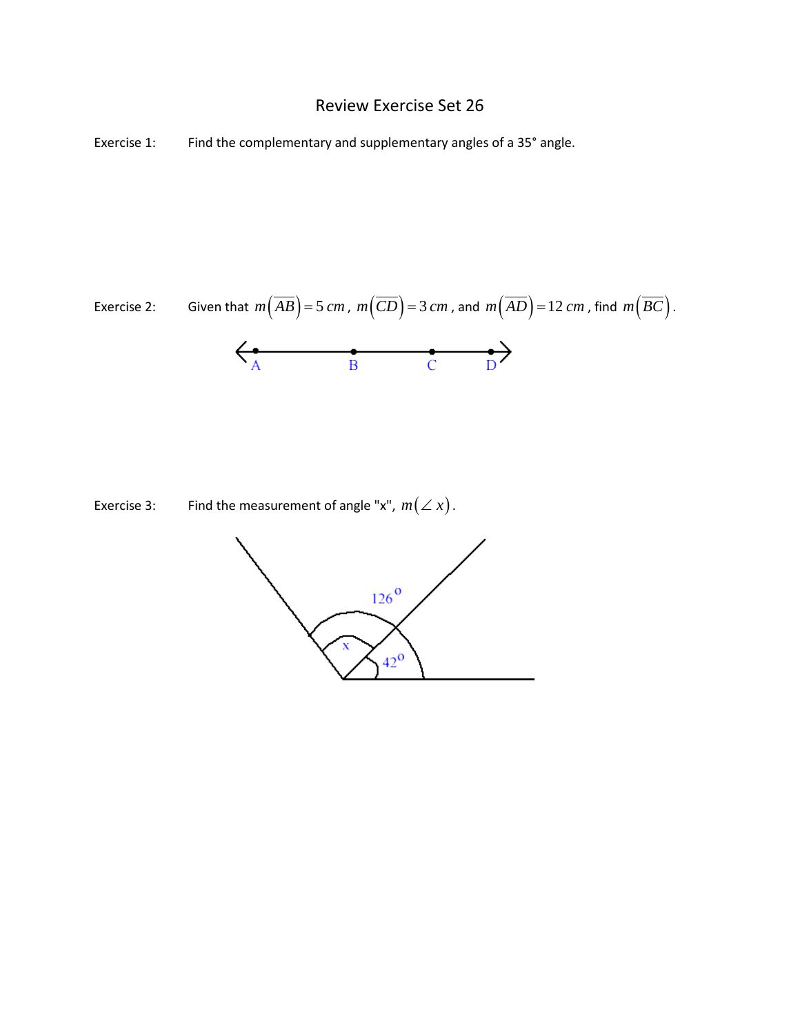# Review Exercise Set 26

Exercise 1: Find the complementary and supplementary angles of a 35° angle.

Exercise 2: Given that $m\left(\overline{AB}\right) = 5\,cm$, $m\left(\overline{CD}\right) = 3\,cm$, and $m\left(\overline{AD}\right) = 12\,cm$, find $m\left(\overline{BC}\right)$.

Exercise 3: Find the measurement of angle "x", $m\left(\angle\, x\right)$.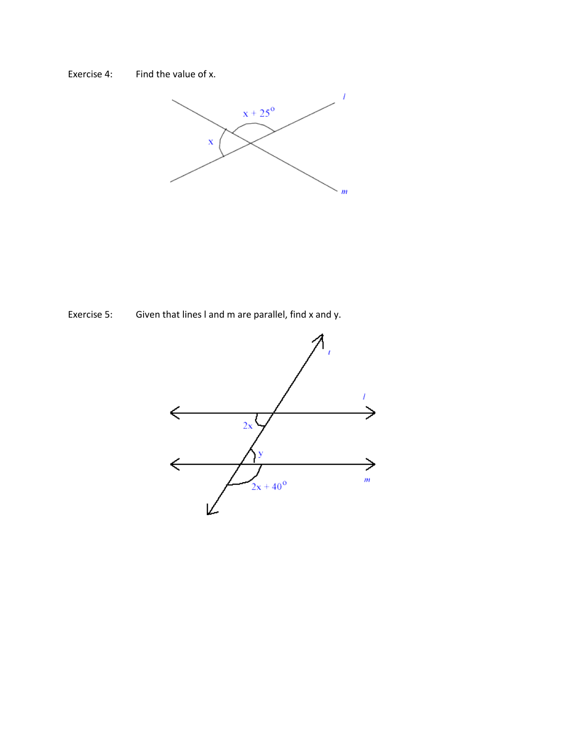Exercise 4: Find the value of x.

Exercise 5: Given that lines l and m are parallel, find x and y.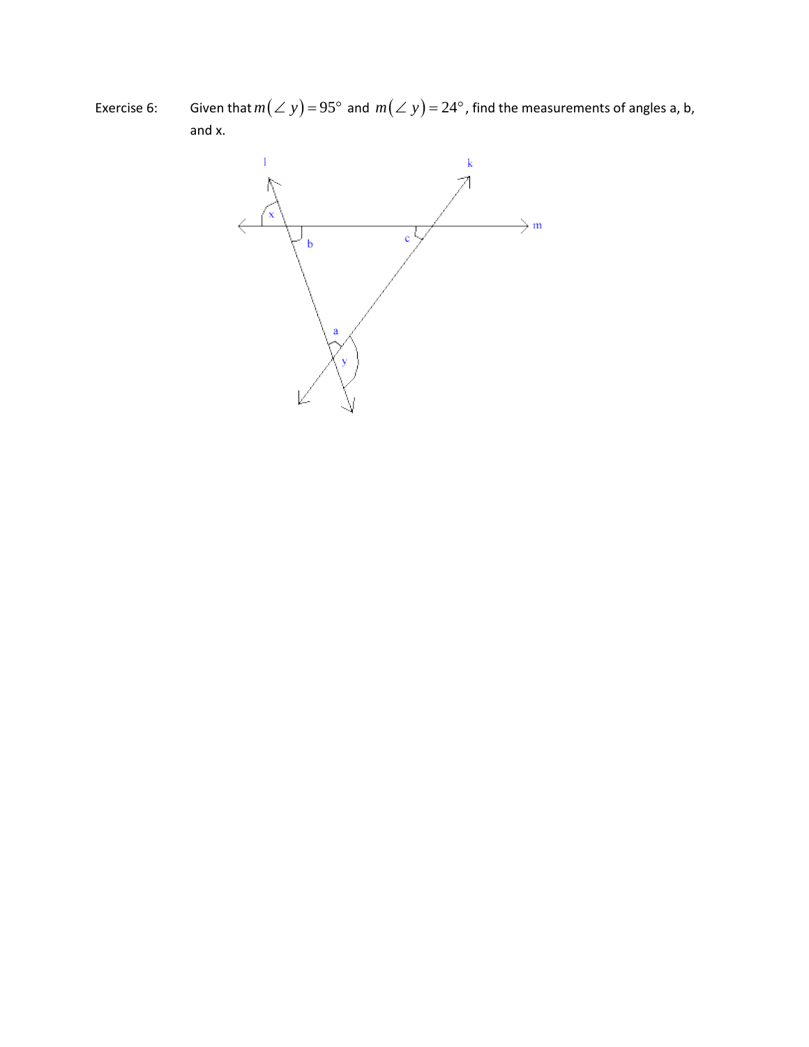Exercise 6: Given that $m(\angle y) = 95°$ and $m(\angle y) = 24°$, find the measurements of angles a, b, and x.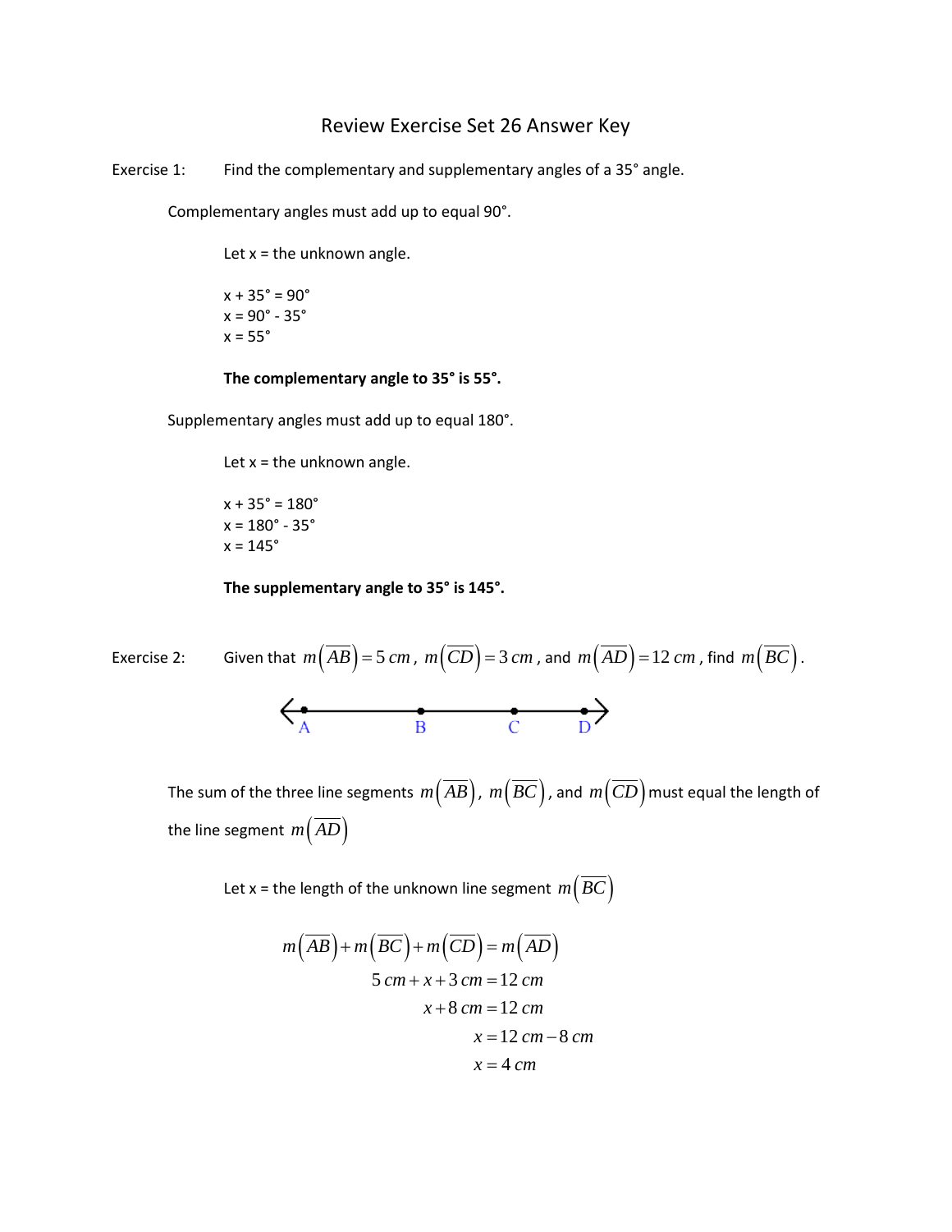# Review Exercise Set 26 Answer Key

Exercise 1: Find the complementary and supplementary angles of a 35° angle.

Complementary angles must add up to equal 90°.

Let x = the unknown angle.

$x + 35° = 90°$
$x = 90° - 35°$
$x = 55°$

**The complementary angle to 35° is 55°.**

Supplementary angles must add up to equal 180°.

Let x = the unknown angle.

$x + 35° = 180°$
$x = 180° - 35°$
$x = 145°$

**The supplementary angle to 35° is 145°.**

Exercise 2: Given that $m\left(\overline{AB}\right) = 5\ cm$, $m\left(\overline{CD}\right) = 3\ cm$, and $m\left(\overline{AD}\right) = 12\ cm$, find $m\left(\overline{BC}\right)$.

The sum of the three line segments $m\left(\overline{AB}\right)$, $m\left(\overline{BC}\right)$, and $m\left(\overline{CD}\right)$ must equal the length of the line segment $m\left(\overline{AD}\right)$

Let x = the length of the unknown line segment $m\left(\overline{BC}\right)$

$$m\left(\overline{AB}\right) + m\left(\overline{BC}\right) + m\left(\overline{CD}\right) = m\left(\overline{AD}\right)$$
$$5\ cm + x + 3\ cm = 12\ cm$$
$$x + 8\ cm = 12\ cm$$
$$x = 12\ cm - 8\ cm$$
$$x = 4\ cm$$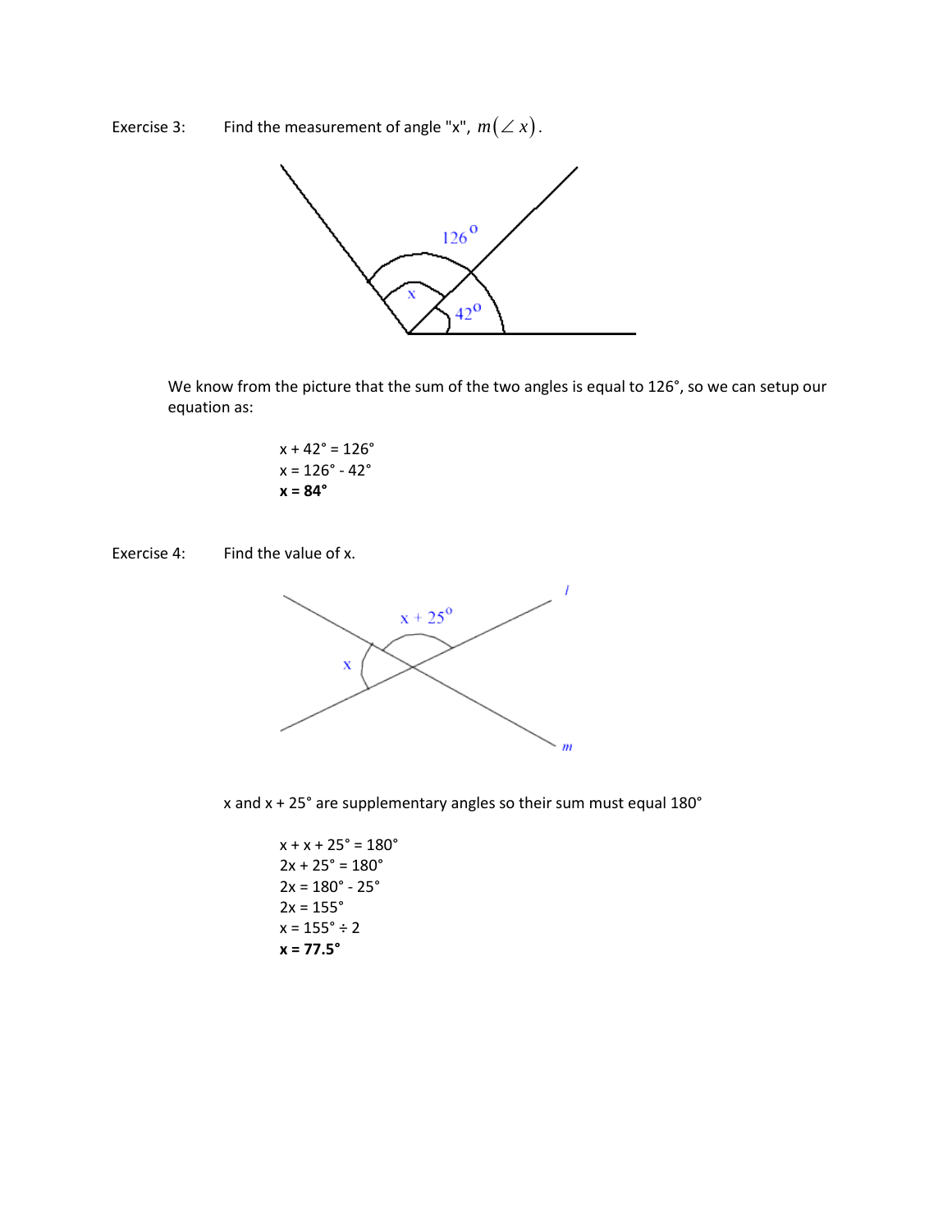Exercise 3: Find the measurement of angle "x", $m(\angle x)$.

We know from the picture that the sum of the two angles is equal to 126°, so we can setup our equation as:

x + 42° = 126°
x = 126° - 42°
**x = 84°**

Exercise 4: Find the value of x.

x and x + 25° are supplementary angles so their sum must equal 180°

x + x + 25° = 180°
2x + 25° = 180°
2x = 180° - 25°
2x = 155°
x = 155° ÷ 2
**x = 77.5°**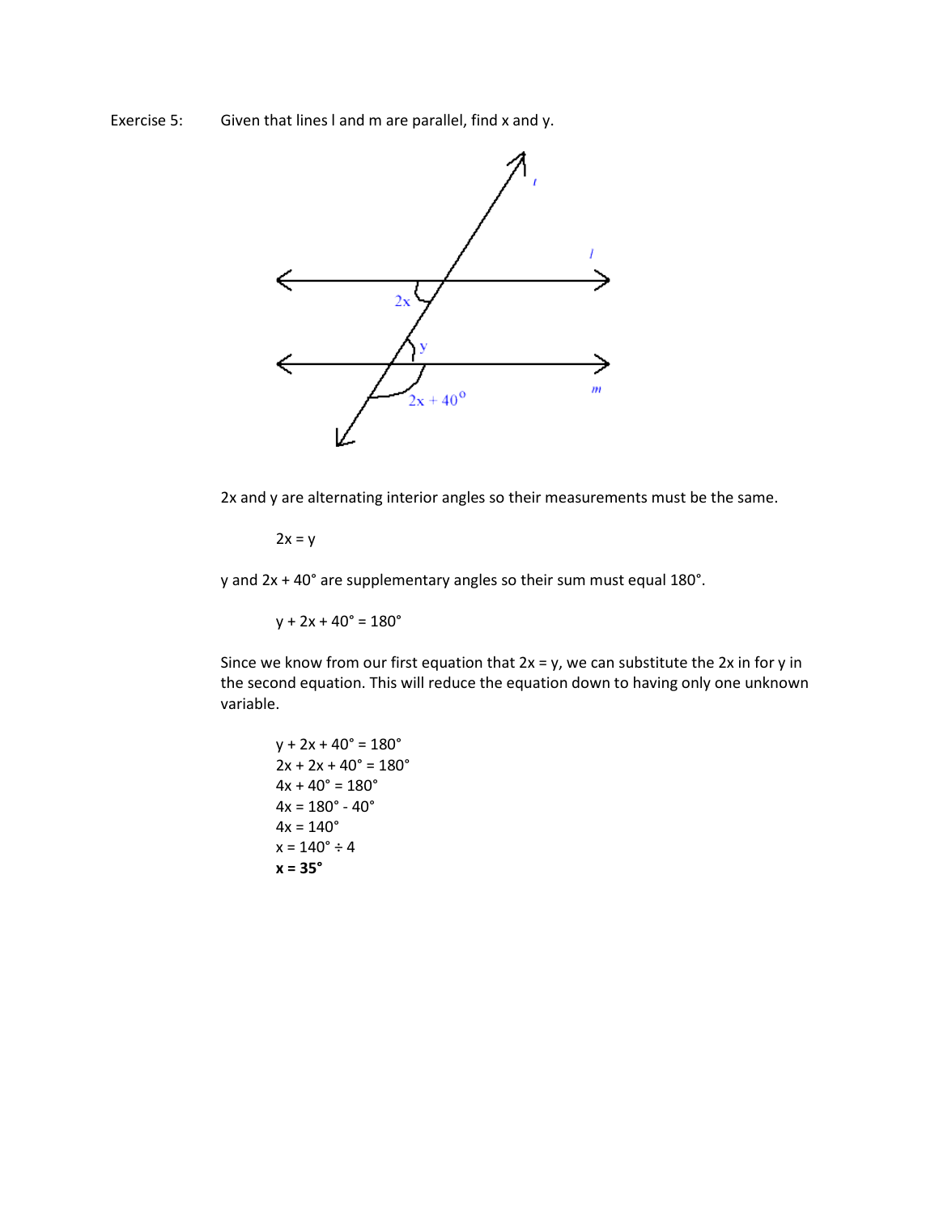Exercise 5: Given that lines l and m are parallel, find x and y.

2x and y are alternating interior angles so their measurements must be the same.

$$2x = y$$

y and 2x + 40° are supplementary angles so their sum must equal 180°.

$$y + 2x + 40° = 180°$$

Since we know from our first equation that 2x = y, we can substitute the 2x in for y in the second equation. This will reduce the equation down to having only one unknown variable.

$$y + 2x + 40° = 180°$$
$$2x + 2x + 40° = 180°$$
$$4x + 40° = 180°$$
$$4x = 180° - 40°$$
$$4x = 140°$$
$$x = 140° \div 4$$
$$\mathbf{x = 35°}$$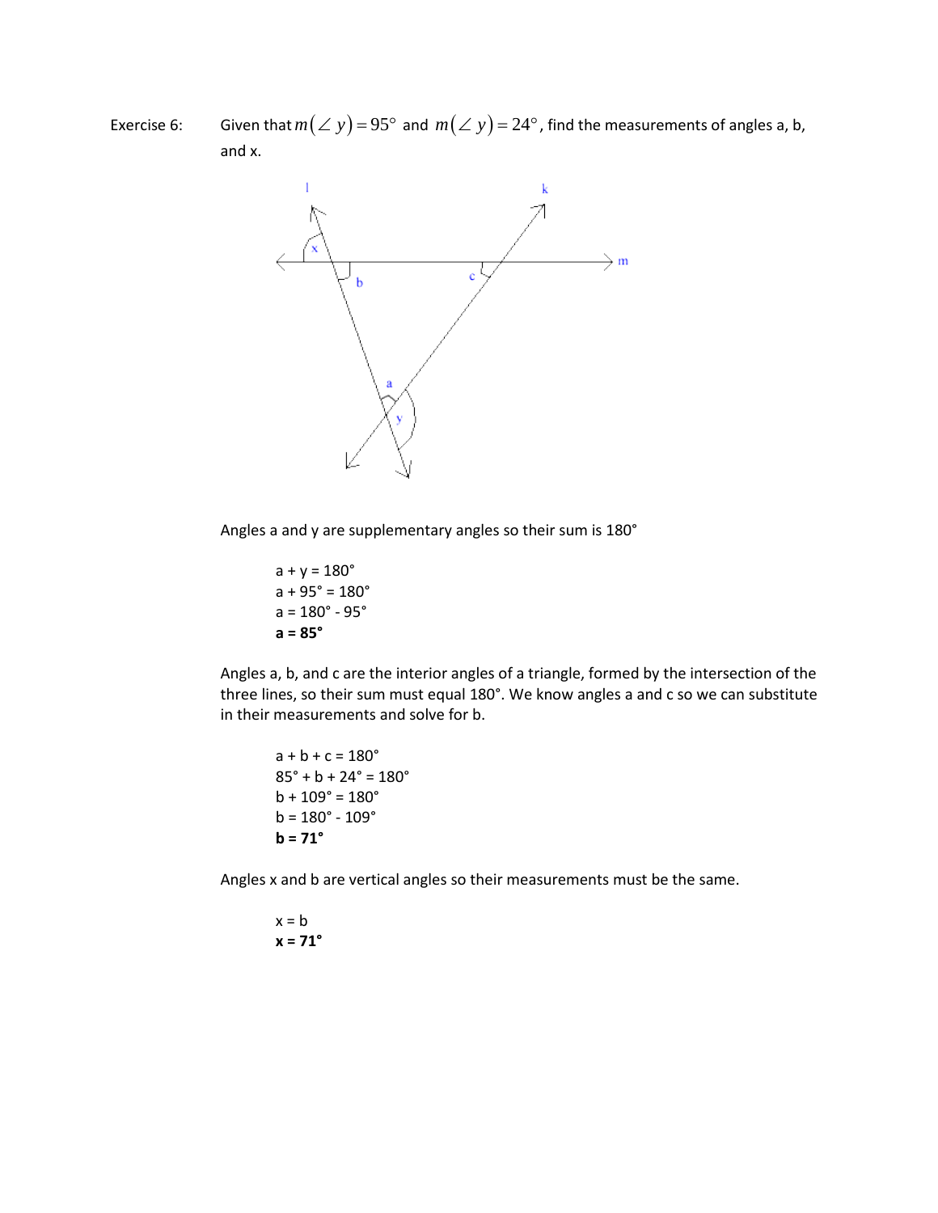Exercise 6: Given that $m(\angle y) = 95°$ and $m(\angle y) = 24°$, find the measurements of angles a, b, and x.

l

k

m

x

b

c

a

y

Angles a and y are supplementary angles so their sum is 180°

a + y = 180°
a + 95° = 180°
a = 180° - 95°
**a = 85°**

Angles a, b, and c are the interior angles of a triangle, formed by the intersection of the three lines, so their sum must equal 180°. We know angles a and c so we can substitute in their measurements and solve for b.

a + b + c = 180°
85° + b + 24° = 180°
b + 109° = 180°
b = 180° - 109°
**b = 71°**

Angles x and b are vertical angles so their measurements must be the same.

x = b
**x = 71°**